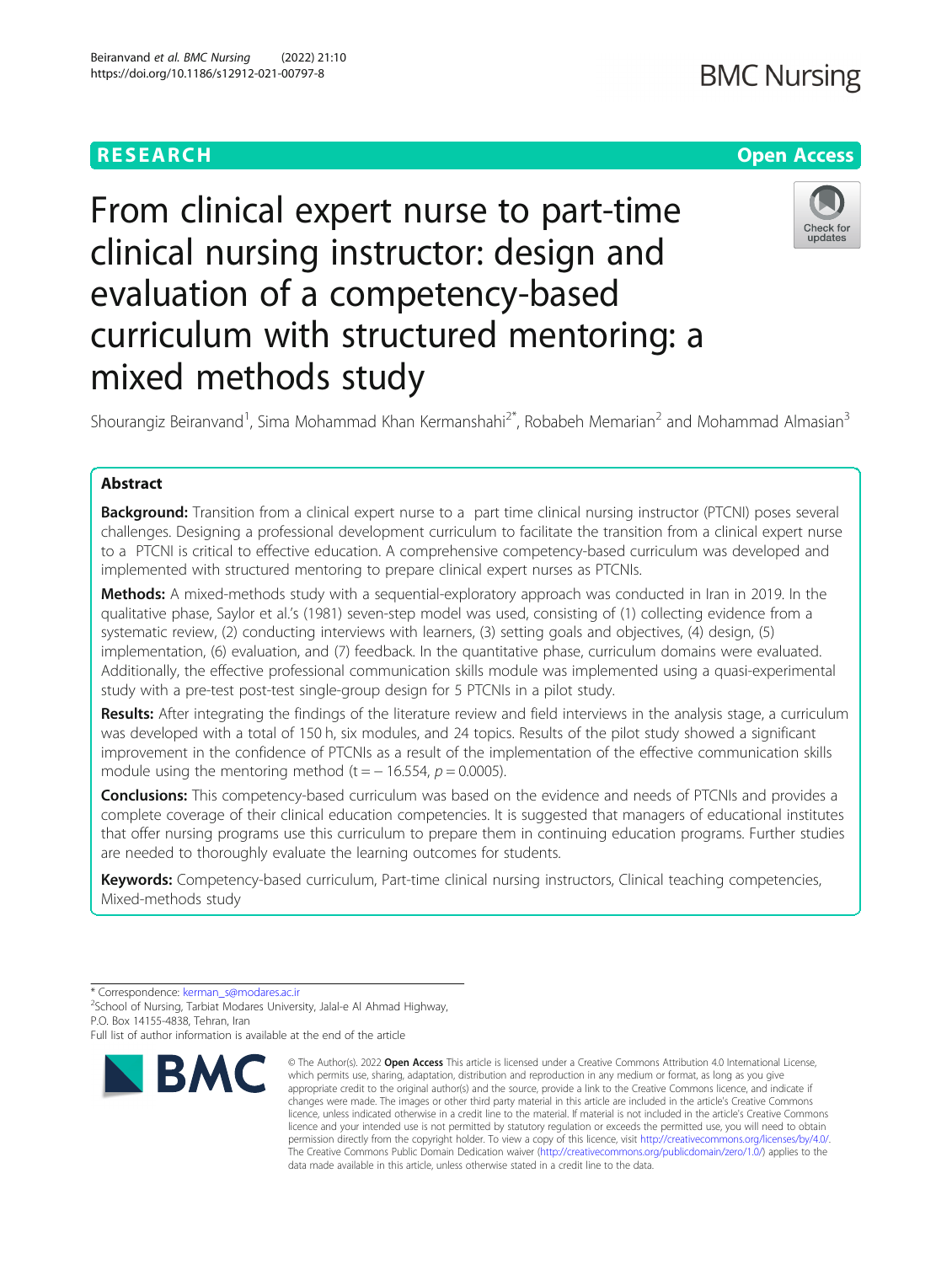RESEARCH

Open Access

# From clinical expert nurse to part-time clinical nursing instructor: design and evaluation of a competency-based curriculum with structured mentoring: a mixed methods study

Shourangiz Beiranvand[1], Sima Mohammad Khan Kermanshahi[2*], Robabeh Memarian[2] and Mohammad Almasian[3]

## Abstract

**Background:** Transition from a clinical expert nurse to a part time clinical nursing instructor (PTCNI) poses several challenges. Designing a professional development curriculum to facilitate the transition from a clinical expert nurse to a PTCNI is critical to effective education. A comprehensive competency-based curriculum was developed and implemented with structured mentoring to prepare clinical expert nurses as PTCNIs.

**Methods:** A mixed-methods study with a sequential-exploratory approach was conducted in Iran in 2019. In the qualitative phase, Saylor et al.'s (1981) seven-step model was used, consisting of (1) collecting evidence from a systematic review, (2) conducting interviews with learners, (3) setting goals and objectives, (4) design, (5) implementation, (6) evaluation, and (7) feedback. In the quantitative phase, curriculum domains were evaluated. Additionally, the effective professional communication skills module was implemented using a quasi-experimental study with a pre-test post-test single-group design for 5 PTCNIs in a pilot study.

**Results:** After integrating the findings of the literature review and field interviews in the analysis stage, a curriculum was developed with a total of 150 h, six modules, and 24 topics. Results of the pilot study showed a significant improvement in the confidence of PTCNIs as a result of the implementation of the effective communication skills module using the mentoring method ($t = -16.554$, $p = 0.0005$).

**Conclusions:** This competency-based curriculum was based on the evidence and needs of PTCNIs and provides a complete coverage of their clinical education competencies. It is suggested that managers of educational institutes that offer nursing programs use this curriculum to prepare them in continuing education programs. Further studies are needed to thoroughly evaluate the learning outcomes for students.

**Keywords:** Competency-based curriculum, Part-time clinical nursing instructors, Clinical teaching competencies, Mixed-methods study

---

* Correspondence: kerman_s@modares.ac.ir
[2]School of Nursing, Tarbiat Modares University, Jalal-e Al Ahmad Highway, P.O. Box 14155-4838, Tehran, Iran
Full list of author information is available at the end of the article

© The Author(s). 2022 **Open Access** This article is licensed under a Creative Commons Attribution 4.0 International License, which permits use, sharing, adaptation, distribution and reproduction in any medium or format, as long as you give appropriate credit to the original author(s) and the source, provide a link to the Creative Commons licence, and indicate if changes were made. The images or other third party material in this article are included in the article's Creative Commons licence, unless indicated otherwise in a credit line to the material. If material is not included in the article's Creative Commons licence and your intended use is not permitted by statutory regulation or exceeds the permitted use, you will need to obtain permission directly from the copyright holder. To view a copy of this licence, visit http://creativecommons.org/licenses/by/4.0/. The Creative Commons Public Domain Dedication waiver (http://creativecommons.org/publicdomain/zero/1.0/) applies to the data made available in this article, unless otherwise stated in a credit line to the data.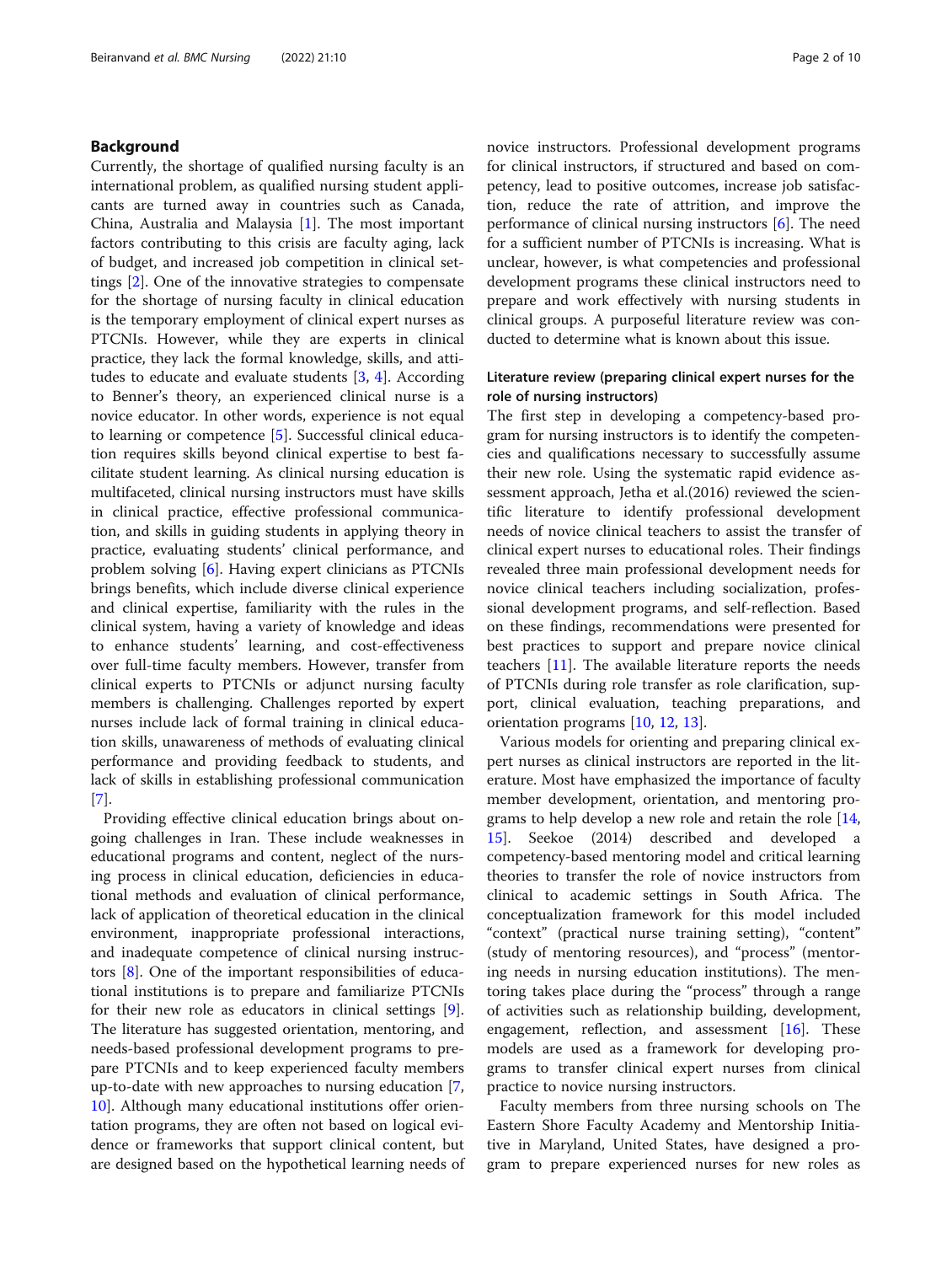## Background

Currently, the shortage of qualified nursing faculty is an international problem, as qualified nursing student applicants are turned away in countries such as Canada, China, Australia and Malaysia [1]. The most important factors contributing to this crisis are faculty aging, lack of budget, and increased job competition in clinical settings [2]. One of the innovative strategies to compensate for the shortage of nursing faculty in clinical education is the temporary employment of clinical expert nurses as PTCNIs. However, while they are experts in clinical practice, they lack the formal knowledge, skills, and attitudes to educate and evaluate students [3, 4]. According to Benner's theory, an experienced clinical nurse is a novice educator. In other words, experience is not equal to learning or competence [5]. Successful clinical education requires skills beyond clinical expertise to best facilitate student learning. As clinical nursing education is multifaceted, clinical nursing instructors must have skills in clinical practice, effective professional communication, and skills in guiding students in applying theory in practice, evaluating students' clinical performance, and problem solving [6]. Having expert clinicians as PTCNIs brings benefits, which include diverse clinical experience and clinical expertise, familiarity with the rules in the clinical system, having a variety of knowledge and ideas to enhance students' learning, and cost-effectiveness over full-time faculty members. However, transfer from clinical experts to PTCNIs or adjunct nursing faculty members is challenging. Challenges reported by expert nurses include lack of formal training in clinical education skills, unawareness of methods of evaluating clinical performance and providing feedback to students, and lack of skills in establishing professional communication [7].

Providing effective clinical education brings about ongoing challenges in Iran. These include weaknesses in educational programs and content, neglect of the nursing process in clinical education, deficiencies in educational methods and evaluation of clinical performance, lack of application of theoretical education in the clinical environment, inappropriate professional interactions, and inadequate competence of clinical nursing instructors [8]. One of the important responsibilities of educational institutions is to prepare and familiarize PTCNIs for their new role as educators in clinical settings [9]. The literature has suggested orientation, mentoring, and needs-based professional development programs to prepare PTCNIs and to keep experienced faculty members up-to-date with new approaches to nursing education [7, 10]. Although many educational institutions offer orientation programs, they are often not based on logical evidence or frameworks that support clinical content, but are designed based on the hypothetical learning needs of novice instructors. Professional development programs for clinical instructors, if structured and based on competency, lead to positive outcomes, increase job satisfaction, reduce the rate of attrition, and improve the performance of clinical nursing instructors [6]. The need for a sufficient number of PTCNIs is increasing. What is unclear, however, is what competencies and professional development programs these clinical instructors need to prepare and work effectively with nursing students in clinical groups. A purposeful literature review was conducted to determine what is known about this issue.

### Literature review (preparing clinical expert nurses for the role of nursing instructors)

The first step in developing a competency-based program for nursing instructors is to identify the competencies and qualifications necessary to successfully assume their new role. Using the systematic rapid evidence assessment approach, Jetha et al.(2016) reviewed the scientific literature to identify professional development needs of novice clinical teachers to assist the transfer of clinical expert nurses to educational roles. Their findings revealed three main professional development needs for novice clinical teachers including socialization, professional development programs, and self-reflection. Based on these findings, recommendations were presented for best practices to support and prepare novice clinical teachers [11]. The available literature reports the needs of PTCNIs during role transfer as role clarification, support, clinical evaluation, teaching preparations, and orientation programs [10, 12, 13].

Various models for orienting and preparing clinical expert nurses as clinical instructors are reported in the literature. Most have emphasized the importance of faculty member development, orientation, and mentoring programs to help develop a new role and retain the role [14, 15]. Seekoe (2014) described and developed a competency-based mentoring model and critical learning theories to transfer the role of novice instructors from clinical to academic settings in South Africa. The conceptualization framework for this model included "context" (practical nurse training setting), "content" (study of mentoring resources), and "process" (mentoring needs in nursing education institutions). The mentoring takes place during the "process" through a range of activities such as relationship building, development, engagement, reflection, and assessment [16]. These models are used as a framework for developing programs to transfer clinical expert nurses from clinical practice to novice nursing instructors.

Faculty members from three nursing schools on The Eastern Shore Faculty Academy and Mentorship Initiative in Maryland, United States, have designed a program to prepare experienced nurses for new roles as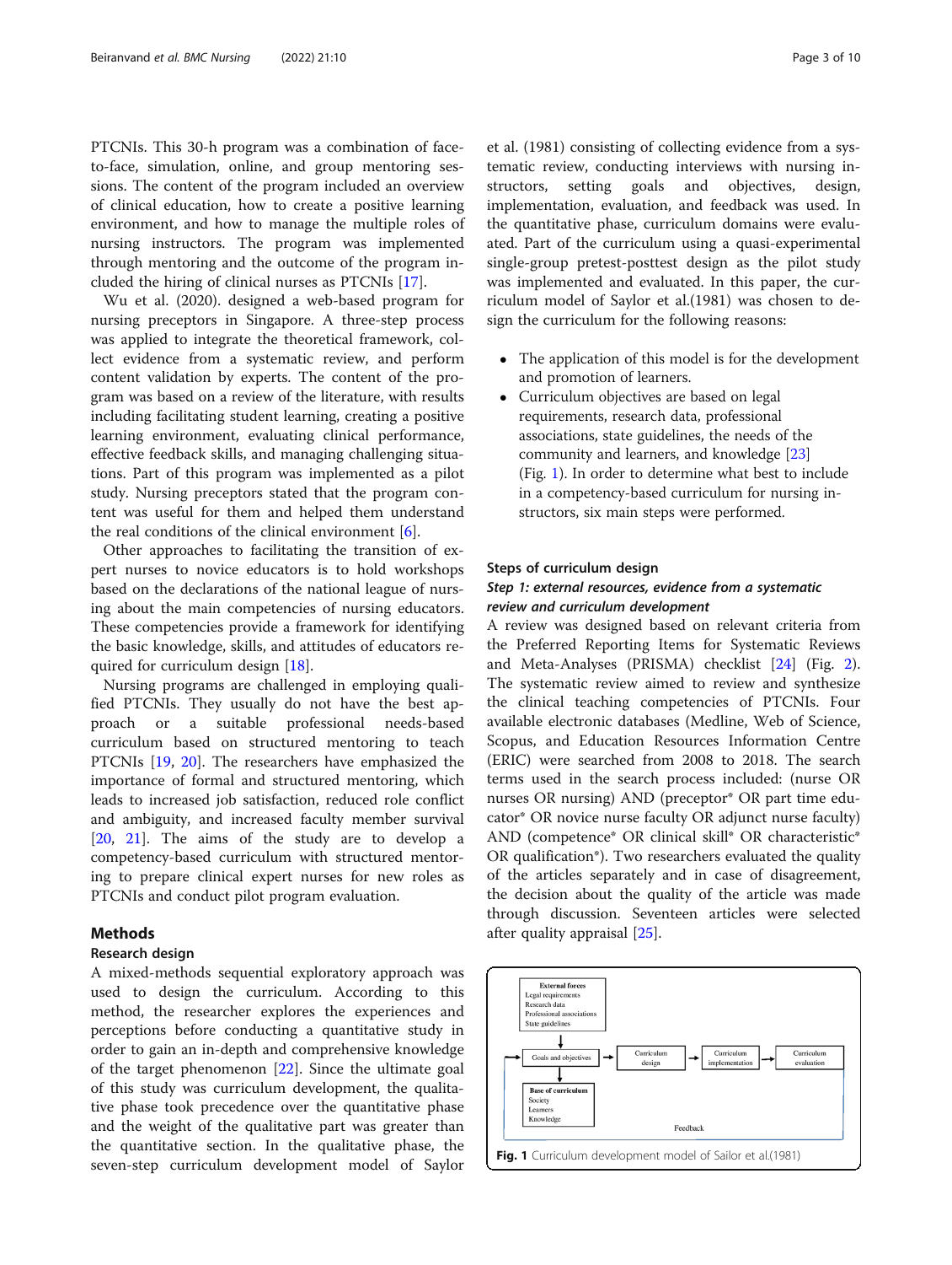PTCNIs. This 30-h program was a combination of face-to-face, simulation, online, and group mentoring sessions. The content of the program included an overview of clinical education, how to create a positive learning environment, and how to manage the multiple roles of nursing instructors. The program was implemented through mentoring and the outcome of the program included the hiring of clinical nurses as PTCNIs [17].

Wu et al. (2020). designed a web-based program for nursing preceptors in Singapore. A three-step process was applied to integrate the theoretical framework, collect evidence from a systematic review, and perform content validation by experts. The content of the program was based on a review of the literature, with results including facilitating student learning, creating a positive learning environment, evaluating clinical performance, effective feedback skills, and managing challenging situations. Part of this program was implemented as a pilot study. Nursing preceptors stated that the program content was useful for them and helped them understand the real conditions of the clinical environment [6].

Other approaches to facilitating the transition of expert nurses to novice educators is to hold workshops based on the declarations of the national league of nursing educators about the main competencies of nursing educators. These competencies provide a framework for identifying the basic knowledge, skills, and attitudes of educators required for curriculum design [18].

Nursing programs are challenged in employing qualified PTCNIs. They usually do not have the best approach or a suitable professional needs-based curriculum based on structured mentoring to teach PTCNIs [19, 20]. The researchers have emphasized the importance of formal and structured mentoring, which leads to increased job satisfaction, reduced role conflict and ambiguity, and increased faculty member survival [20, 21]. The aims of the study are to develop a competency-based curriculum with structured mentoring to prepare clinical expert nurses for new roles as PTCNIs and conduct pilot program evaluation.

## Methods

### Research design

A mixed-methods sequential exploratory approach was used to design the curriculum. According to this method, the researcher explores the experiences and perceptions before conducting a quantitative study in order to gain an in-depth and comprehensive knowledge of the target phenomenon [22]. Since the ultimate goal of this study was curriculum development, the qualitative phase took precedence over the quantitative phase and the weight of the qualitative part was greater than the quantitative section. In the qualitative phase, the seven-step curriculum development model of Saylor et al. (1981) consisting of collecting evidence from a systematic review, conducting interviews with nursing instructors, setting goals and objectives, design, implementation, evaluation, and feedback was used. In the quantitative phase, curriculum domains were evaluated. Part of the curriculum using a quasi-experimental single-group pretest-posttest design as the pilot study was implemented and evaluated. In this paper, the curriculum model of Saylor et al.(1981) was chosen to design the curriculum for the following reasons:

- The application of this model is for the development and promotion of learners.
- Curriculum objectives are based on legal requirements, research data, professional associations, state guidelines, the needs of the community and learners, and knowledge [23] (Fig. 1). In order to determine what best to include in a competency-based curriculum for nursing instructors, six main steps were performed.

### Steps of curriculum design

#### *Step 1: external resources, evidence from a systematic review and curriculum development*

A review was designed based on relevant criteria from the Preferred Reporting Items for Systematic Reviews and Meta-Analyses (PRISMA) checklist [24] (Fig. 2). The systematic review aimed to review and synthesize the clinical teaching competencies of PTCNIs. Four available electronic databases (Medline, Web of Science, Scopus, and Education Resources Information Centre (ERIC) were searched from 2008 to 2018. The search terms used in the search process included: (nurse OR nurses OR nursing) AND (preceptor* OR part time educator* OR novice nurse faculty OR adjunct nurse faculty) AND (competence* OR clinical skill* OR characteristic* OR qualification*). Two researchers evaluated the quality of the articles separately and in case of disagreement, the decision about the quality of the article was made through discussion. Seventeen articles were selected after quality appraisal [25].

External forces
Legal requirements
Research data
Professional associations
State guidelines

Goals and objectives → Curriculum design → Curriculum implementation → Curriculum evaluation

Base of curriculum
Society
Learners
Knowledge

Feedback

**Fig. 1** Curriculum development model of Sailor et al.(1981)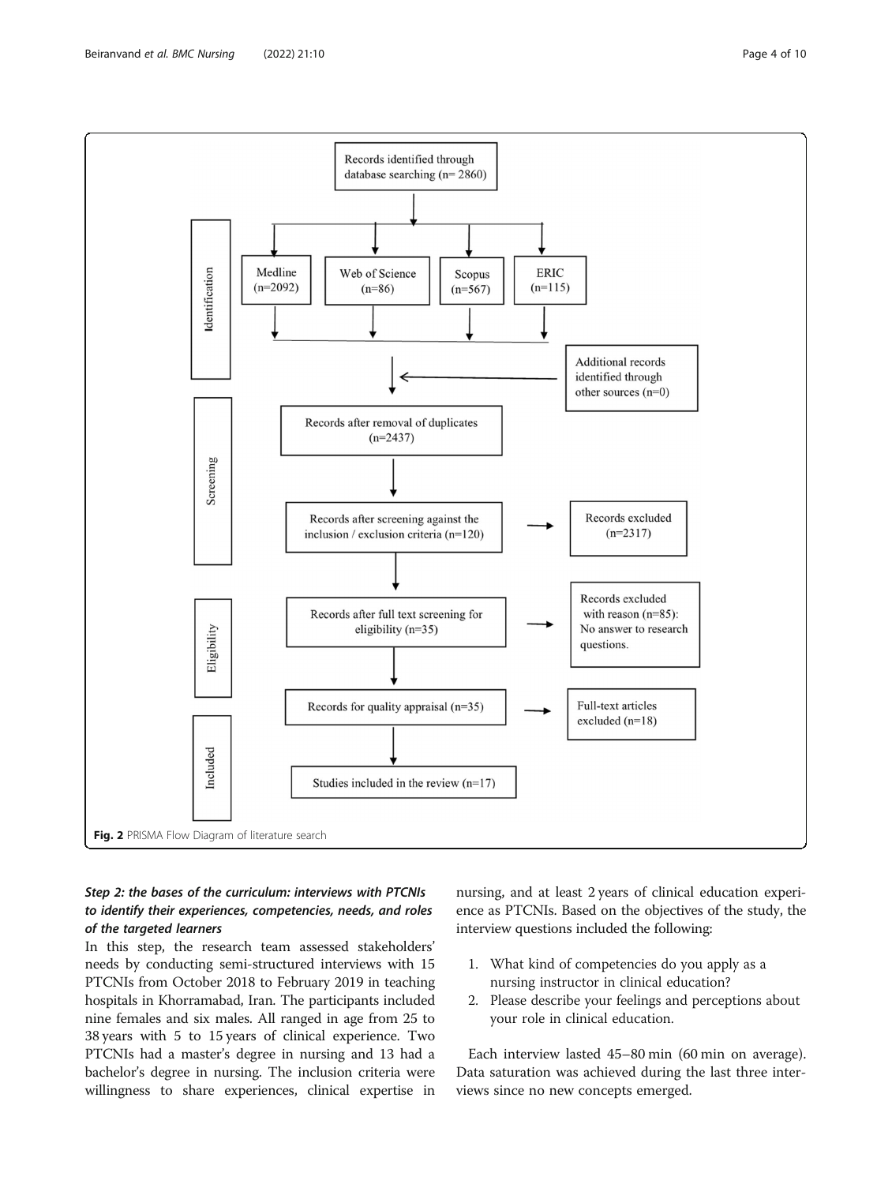**Identification**

- Records identified through database searching (n= 2860)
  - Medline (n=2092)
  - Web of Science (n=86)
  - Scopus (n=567)
  - ERIC (n=115)
- Additional records identified through other sources (n=0)

**Screening**

- Records after removal of duplicates (n=2437)
- Records after screening against the inclusion / exclusion criteria (n=120) → Records excluded (n=2317)

**Eligibility**

- Records after full text screening for eligibility (n=35) → Records excluded with reason (n=85): No answer to research questions.
- Records for quality appraisal (n=35) → Full-text articles excluded (n=18)

**Included**

- Studies included in the review (n=17)

**Fig. 2** PRISMA Flow Diagram of literature search

### *Step 2: the bases of the curriculum: interviews with PTCNIs to identify their experiences, competencies, needs, and roles of the targeted learners*

In this step, the research team assessed stakeholders' needs by conducting semi-structured interviews with 15 PTCNIs from October 2018 to February 2019 in teaching hospitals in Khorramabad, Iran. The participants included nine females and six males. All ranged in age from 25 to 38 years with 5 to 15 years of clinical experience. Two PTCNIs had a master's degree in nursing and 13 had a bachelor's degree in nursing. The inclusion criteria were willingness to share experiences, clinical expertise in nursing, and at least 2 years of clinical education experience as PTCNIs. Based on the objectives of the study, the interview questions included the following:

1. What kind of competencies do you apply as a nursing instructor in clinical education?
2. Please describe your feelings and perceptions about your role in clinical education.

Each interview lasted 45–80 min (60 min on average). Data saturation was achieved during the last three interviews since no new concepts emerged.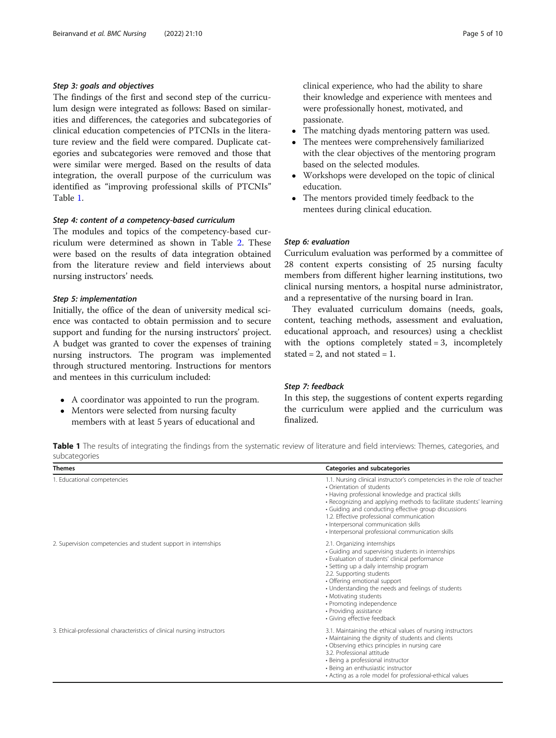#### Step 3: goals and objectives

The findings of the first and second step of the curriculum design were integrated as follows: Based on similarities and differences, the categories and subcategories of clinical education competencies of PTCNIs in the literature review and the field were compared. Duplicate categories and subcategories were removed and those that were similar were merged. Based on the results of data integration, the overall purpose of the curriculum was identified as "improving professional skills of PTCNIs" Table 1.

#### Step 4: content of a competency-based curriculum

The modules and topics of the competency-based curriculum were determined as shown in Table 2. These were based on the results of data integration obtained from the literature review and field interviews about nursing instructors' needs.

#### Step 5: implementation

Initially, the office of the dean of university medical science was contacted to obtain permission and to secure support and funding for the nursing instructors' project. A budget was granted to cover the expenses of training nursing instructors. The program was implemented through structured mentoring. Instructions for mentors and mentees in this curriculum included:

- A coordinator was appointed to run the program.
- Mentors were selected from nursing faculty members with at least 5 years of educational and clinical experience, who had the ability to share their knowledge and experience with mentees and were professionally honest, motivated, and passionate.
- The matching dyads mentoring pattern was used.
- The mentees were comprehensively familiarized with the clear objectives of the mentoring program based on the selected modules.
- Workshops were developed on the topic of clinical education.
- The mentors provided timely feedback to the mentees during clinical education.

#### Step 6: evaluation

Curriculum evaluation was performed by a committee of 28 content experts consisting of 25 nursing faculty members from different higher learning institutions, two clinical nursing mentors, a hospital nurse administrator, and a representative of the nursing board in Iran.

They evaluated curriculum domains (needs, goals, content, teaching methods, assessment and evaluation, educational approach, and resources) using a checklist with the options completely stated = 3, incompletely stated = 2, and not stated = 1.

#### Step 7: feedback

In this step, the suggestions of content experts regarding the curriculum were applied and the curriculum was finalized.

**Table 1** The results of integrating the findings from the systematic review of literature and field interviews: Themes, categories, and subcategories

| Themes | Categories and subcategories |
|---|---|
| 1. Educational competencies | 1.1. Nursing clinical instructor's competencies in the role of teacher<br>• Orientation of students<br>• Having professional knowledge and practical skills<br>• Recognizing and applying methods to facilitate students' learning<br>• Guiding and conducting effective group discussions<br>1.2. Effective professional communication<br>• Interpersonal communication skills<br>• Interpersonal professional communication skills |
| 2. Supervision competencies and student support in internships | 2.1. Organizing internships<br>• Guiding and supervising students in internships<br>• Evaluation of students' clinical performance<br>• Setting up a daily internship program<br>2.2. Supporting students<br>• Offering emotional support<br>• Understanding the needs and feelings of students<br>• Motivating students<br>• Promoting independence<br>• Providing assistance<br>• Giving effective feedback |
| 3. Ethical-professional characteristics of clinical nursing instructors | 3.1. Maintaining the ethical values of nursing instructors<br>• Maintaining the dignity of students and clients<br>• Observing ethics principles in nursing care<br>3.2. Professional attitude<br>• Being a professional instructor<br>• Being an enthusiastic instructor<br>• Acting as a role model for professional-ethical values |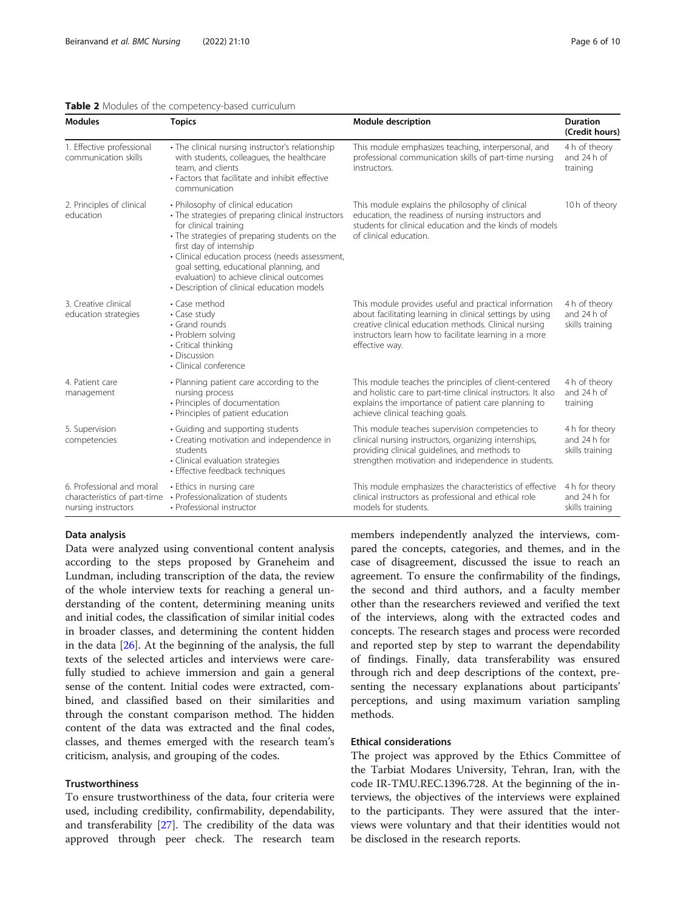**Table 2** Modules of the competency-based curriculum

| Modules | Topics | Module description | Duration (Credit hours) |
|---|---|---|---|
| 1. Effective professional communication skills | • The clinical nursing instructor's relationship with students, colleagues, the healthcare team, and clients<br>• Factors that facilitate and inhibit effective communication | This module emphasizes teaching, interpersonal, and professional communication skills of part-time nursing instructors. | 4 h of theory and 24 h of training |
| 2. Principles of clinical education | • Philosophy of clinical education<br>• The strategies of preparing clinical instructors for clinical training<br>• The strategies of preparing students on the first day of internship<br>• Clinical education process (needs assessment, goal setting, educational planning, and evaluation) to achieve clinical outcomes<br>• Description of clinical education models | This module explains the philosophy of clinical education, the readiness of nursing instructors and students for clinical education and the kinds of models of clinical education. | 10 h of theory |
| 3. Creative clinical education strategies | • Case method<br>• Case study<br>• Grand rounds<br>• Problem solving<br>• Critical thinking<br>• Discussion<br>• Clinical conference | This module provides useful and practical information about facilitating learning in clinical settings by using creative clinical education methods. Clinical nursing instructors learn how to facilitate learning in a more effective way. | 4 h of theory and 24 h of skills training |
| 4. Patient care management | • Planning patient care according to the nursing process<br>• Principles of documentation<br>• Principles of patient education | This module teaches the principles of client-centered and holistic care to part-time clinical instructors. It also explains the importance of patient care planning to achieve clinical teaching goals. | 4 h of theory and 24 h of training |
| 5. Supervision competencies | • Guiding and supporting students<br>• Creating motivation and independence in students<br>• Clinical evaluation strategies<br>• Effective feedback techniques | This module teaches supervision competencies to clinical nursing instructors, organizing internships, providing clinical guidelines, and methods to strengthen motivation and independence in students. | 4 h for theory and 24 h for skills training |
| 6. Professional and moral characteristics of part-time nursing instructors | • Ethics in nursing care<br>• Professionalization of students<br>• Professional instructor | This module emphasizes the characteristics of effective clinical instructors as professional and ethical role models for students. | 4 h for theory and 24 h for skills training |

### Data analysis

Data were analyzed using conventional content analysis according to the steps proposed by Graneheim and Lundman, including transcription of the data, the review of the whole interview texts for reaching a general understanding of the content, determining meaning units and initial codes, the classification of similar initial codes in broader classes, and determining the content hidden in the data [26]. At the beginning of the analysis, the full texts of the selected articles and interviews were carefully studied to achieve immersion and gain a general sense of the content. Initial codes were extracted, combined, and classified based on their similarities and through the constant comparison method. The hidden content of the data was extracted and the final codes, classes, and themes emerged with the research team's criticism, analysis, and grouping of the codes.

### Trustworthiness

To ensure trustworthiness of the data, four criteria were used, including credibility, confirmability, dependability, and transferability [27]. The credibility of the data was approved through peer check. The research team members independently analyzed the interviews, compared the concepts, categories, and themes, and in the case of disagreement, discussed the issue to reach an agreement. To ensure the confirmability of the findings, the second and third authors, and a faculty member other than the researchers reviewed and verified the text of the interviews, along with the extracted codes and concepts. The research stages and process were recorded and reported step by step to warrant the dependability of findings. Finally, data transferability was ensured through rich and deep descriptions of the context, presenting the necessary explanations about participants' perceptions, and using maximum variation sampling methods.

### Ethical considerations

The project was approved by the Ethics Committee of the Tarbiat Modares University, Tehran, Iran, with the code IR-TMU.REC.1396.728. At the beginning of the interviews, the objectives of the interviews were explained to the participants. They were assured that the interviews were voluntary and that their identities would not be disclosed in the research reports.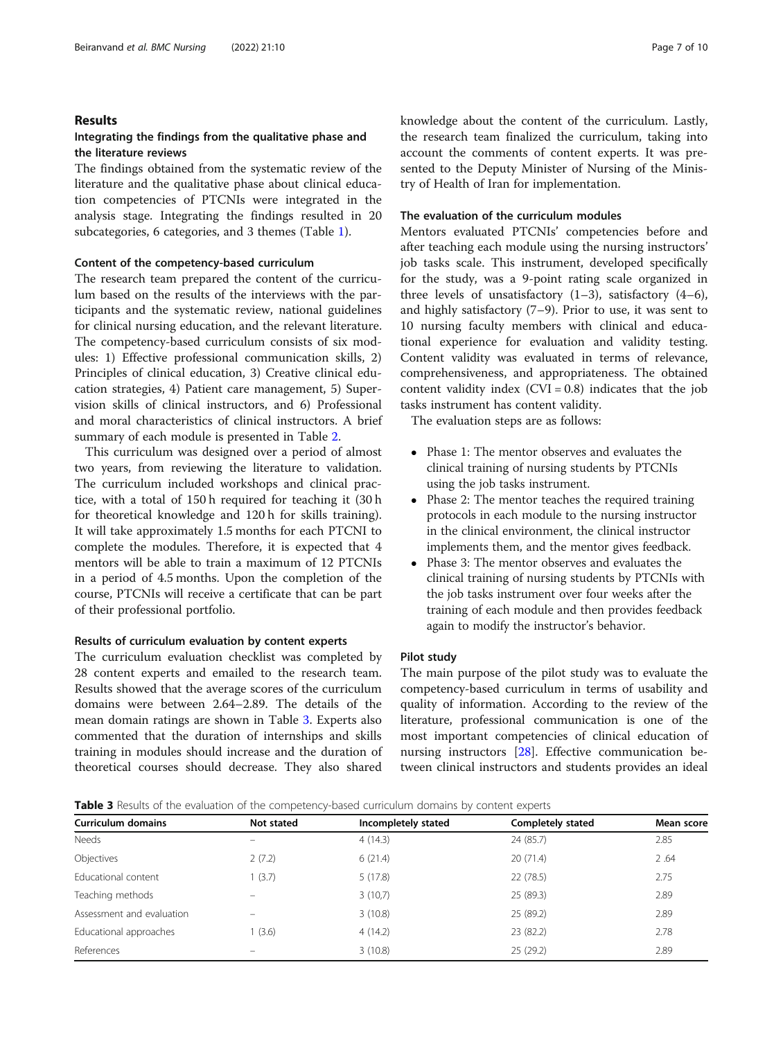## Results

### Integrating the findings from the qualitative phase and the literature reviews

The findings obtained from the systematic review of the literature and the qualitative phase about clinical education competencies of PTCNIs were integrated in the analysis stage. Integrating the findings resulted in 20 subcategories, 6 categories, and 3 themes (Table 1).

#### Content of the competency-based curriculum

The research team prepared the content of the curriculum based on the results of the interviews with the participants and the systematic review, national guidelines for clinical nursing education, and the relevant literature. The competency-based curriculum consists of six modules: 1) Effective professional communication skills, 2) Principles of clinical education, 3) Creative clinical education strategies, 4) Patient care management, 5) Supervision skills of clinical instructors, and 6) Professional and moral characteristics of clinical instructors. A brief summary of each module is presented in Table 2.

This curriculum was designed over a period of almost two years, from reviewing the literature to validation. The curriculum included workshops and clinical practice, with a total of 150 h required for teaching it (30 h for theoretical knowledge and 120 h for skills training). It will take approximately 1.5 months for each PTCNI to complete the modules. Therefore, it is expected that 4 mentors will be able to train a maximum of 12 PTCNIs in a period of 4.5 months. Upon the completion of the course, PTCNIs will receive a certificate that can be part of their professional portfolio.

#### Results of curriculum evaluation by content experts

The curriculum evaluation checklist was completed by 28 content experts and emailed to the research team. Results showed that the average scores of the curriculum domains were between 2.64–2.89. The details of the mean domain ratings are shown in Table 3. Experts also commented that the duration of internships and skills training in modules should increase and the duration of theoretical courses should decrease. They also shared knowledge about the content of the curriculum. Lastly, the research team finalized the curriculum, taking into account the comments of content experts. It was presented to the Deputy Minister of Nursing of the Ministry of Health of Iran for implementation.

#### The evaluation of the curriculum modules

Mentors evaluated PTCNIs' competencies before and after teaching each module using the nursing instructors' job tasks scale. This instrument, developed specifically for the study, was a 9-point rating scale organized in three levels of unsatisfactory (1–3), satisfactory (4–6), and highly satisfactory (7–9). Prior to use, it was sent to 10 nursing faculty members with clinical and educational experience for evaluation and validity testing. Content validity was evaluated in terms of relevance, comprehensiveness, and appropriateness. The obtained content validity index (CVI = 0.8) indicates that the job tasks instrument has content validity.

The evaluation steps are as follows:

- Phase 1: The mentor observes and evaluates the clinical training of nursing students by PTCNIs using the job tasks instrument.
- Phase 2: The mentor teaches the required training protocols in each module to the nursing instructor in the clinical environment, the clinical instructor implements them, and the mentor gives feedback.
- Phase 3: The mentor observes and evaluates the clinical training of nursing students by PTCNIs with the job tasks instrument over four weeks after the training of each module and then provides feedback again to modify the instructor's behavior.

#### Pilot study

The main purpose of the pilot study was to evaluate the competency-based curriculum in terms of usability and quality of information. According to the review of the literature, professional communication is one of the most important competencies of clinical education of nursing instructors [28]. Effective communication between clinical instructors and students provides an ideal

**Table 3** Results of the evaluation of the competency-based curriculum domains by content experts

| Curriculum domains | Not stated | Incompletely stated | Completely stated | Mean score |
|---|---|---|---|---|
| Needs | – | 4 (14.3) | 24 (85.7) | 2.85 |
| Objectives | 2 (7.2) | 6 (21.4) | 20 (71.4) | 2 .64 |
| Educational content | 1 (3.7) | 5 (17.8) | 22 (78.5) | 2.75 |
| Teaching methods | – | 3 (10,7) | 25 (89.3) | 2.89 |
| Assessment and evaluation | – | 3 (10.8) | 25 (89.2) | 2.89 |
| Educational approaches | 1 (3.6) | 4 (14.2) | 23 (82.2) | 2.78 |
| References | – | 3 (10.8) | 25 (29.2) | 2.89 |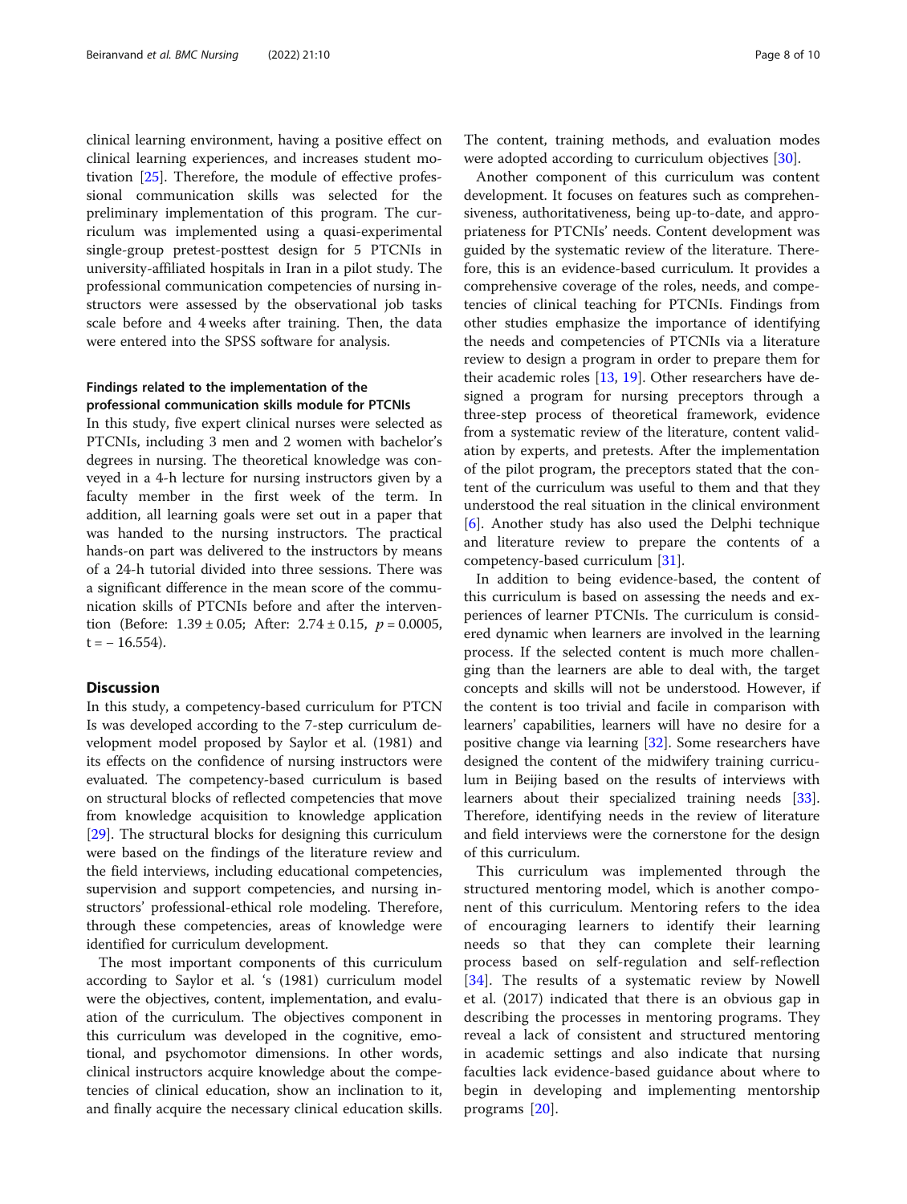clinical learning environment, having a positive effect on clinical learning experiences, and increases student motivation [25]. Therefore, the module of effective professional communication skills was selected for the preliminary implementation of this program. The curriculum was implemented using a quasi-experimental single-group pretest-posttest design for 5 PTCNIs in university-affiliated hospitals in Iran in a pilot study. The professional communication competencies of nursing instructors were assessed by the observational job tasks scale before and 4 weeks after training. Then, the data were entered into the SPSS software for analysis.

### Findings related to the implementation of the professional communication skills module for PTCNIs

In this study, five expert clinical nurses were selected as PTCNIs, including 3 men and 2 women with bachelor's degrees in nursing. The theoretical knowledge was conveyed in a 4-h lecture for nursing instructors given by a faculty member in the first week of the term. In addition, all learning goals were set out in a paper that was handed to the nursing instructors. The practical hands-on part was delivered to the instructors by means of a 24-h tutorial divided into three sessions. There was a significant difference in the mean score of the communication skills of PTCNIs before and after the intervention (Before: $1.39 \pm 0.05$; After: $2.74 \pm 0.15$, $p = 0.0005$, $t = -16.554$).

## Discussion

In this study, a competency-based curriculum for PTCNIs was developed according to the 7-step curriculum development model proposed by Saylor et al. (1981) and its effects on the confidence of nursing instructors were evaluated. The competency-based curriculum is based on structural blocks of reflected competencies that move from knowledge acquisition to knowledge application [29]. The structural blocks for designing this curriculum were based on the findings of the literature review and the field interviews, including educational competencies, supervision and support competencies, and nursing instructors' professional-ethical role modeling. Therefore, through these competencies, areas of knowledge were identified for curriculum development.

The most important components of this curriculum according to Saylor et al. 's (1981) curriculum model were the objectives, content, implementation, and evaluation of the curriculum. The objectives component in this curriculum was developed in the cognitive, emotional, and psychomotor dimensions. In other words, clinical instructors acquire knowledge about the competencies of clinical education, show an inclination to it, and finally acquire the necessary clinical education skills. The content, training methods, and evaluation modes were adopted according to curriculum objectives [30].

Another component of this curriculum was content development. It focuses on features such as comprehensiveness, authoritativeness, being up-to-date, and appropriateness for PTCNIs' needs. Content development was guided by the systematic review of the literature. Therefore, this is an evidence-based curriculum. It provides a comprehensive coverage of the roles, needs, and competencies of clinical teaching for PTCNIs. Findings from other studies emphasize the importance of identifying the needs and competencies of PTCNIs via a literature review to design a program in order to prepare them for their academic roles [13, 19]. Other researchers have designed a program for nursing preceptors through a three-step process of theoretical framework, evidence from a systematic review of the literature, content validation by experts, and pretests. After the implementation of the pilot program, the preceptors stated that the content of the curriculum was useful to them and that they understood the real situation in the clinical environment [6]. Another study has also used the Delphi technique and literature review to prepare the contents of a competency-based curriculum [31].

In addition to being evidence-based, the content of this curriculum is based on assessing the needs and experiences of learner PTCNIs. The curriculum is considered dynamic when learners are involved in the learning process. If the selected content is much more challenging than the learners are able to deal with, the target concepts and skills will not be understood. However, if the content is too trivial and facile in comparison with learners' capabilities, learners will have no desire for a positive change via learning [32]. Some researchers have designed the content of the midwifery training curriculum in Beijing based on the results of interviews with learners about their specialized training needs [33]. Therefore, identifying needs in the review of literature and field interviews were the cornerstone for the design of this curriculum.

This curriculum was implemented through the structured mentoring model, which is another component of this curriculum. Mentoring refers to the idea of encouraging learners to identify their learning needs so that they can complete their learning process based on self-regulation and self-reflection [34]. The results of a systematic review by Nowell et al. (2017) indicated that there is an obvious gap in describing the processes in mentoring programs. They reveal a lack of consistent and structured mentoring in academic settings and also indicate that nursing faculties lack evidence-based guidance about where to begin in developing and implementing mentorship programs [20].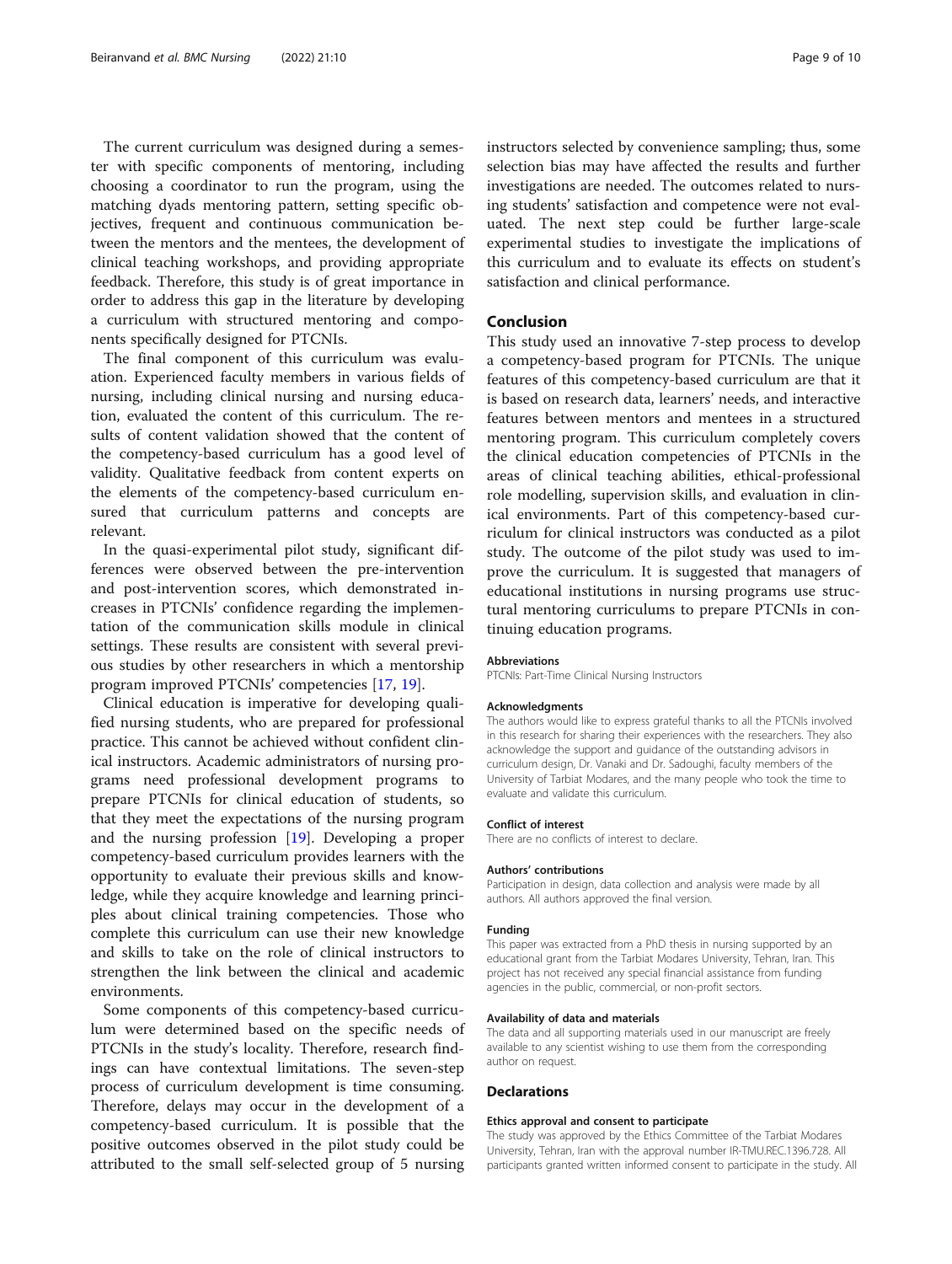The current curriculum was designed during a semester with specific components of mentoring, including choosing a coordinator to run the program, using the matching dyads mentoring pattern, setting specific objectives, frequent and continuous communication between the mentors and the mentees, the development of clinical teaching workshops, and providing appropriate feedback. Therefore, this study is of great importance in order to address this gap in the literature by developing a curriculum with structured mentoring and components specifically designed for PTCNIs.

The final component of this curriculum was evaluation. Experienced faculty members in various fields of nursing, including clinical nursing and nursing education, evaluated the content of this curriculum. The results of content validation showed that the content of the competency-based curriculum has a good level of validity. Qualitative feedback from content experts on the elements of the competency-based curriculum ensured that curriculum patterns and concepts are relevant.

In the quasi-experimental pilot study, significant differences were observed between the pre-intervention and post-intervention scores, which demonstrated increases in PTCNIs' confidence regarding the implementation of the communication skills module in clinical settings. These results are consistent with several previous studies by other researchers in which a mentorship program improved PTCNIs' competencies [17, 19].

Clinical education is imperative for developing qualified nursing students, who are prepared for professional practice. This cannot be achieved without confident clinical instructors. Academic administrators of nursing programs need professional development programs to prepare PTCNIs for clinical education of students, so that they meet the expectations of the nursing program and the nursing profession [19]. Developing a proper competency-based curriculum provides learners with the opportunity to evaluate their previous skills and knowledge, while they acquire knowledge and learning principles about clinical training competencies. Those who complete this curriculum can use their new knowledge and skills to take on the role of clinical instructors to strengthen the link between the clinical and academic environments.

Some components of this competency-based curriculum were determined based on the specific needs of PTCNIs in the study's locality. Therefore, research findings can have contextual limitations. The seven-step process of curriculum development is time consuming. Therefore, delays may occur in the development of a competency-based curriculum. It is possible that the positive outcomes observed in the pilot study could be attributed to the small self-selected group of 5 nursing instructors selected by convenience sampling; thus, some selection bias may have affected the results and further investigations are needed. The outcomes related to nursing students' satisfaction and competence were not evaluated. The next step could be further large-scale experimental studies to investigate the implications of this curriculum and to evaluate its effects on student's satisfaction and clinical performance.

## Conclusion

This study used an innovative 7-step process to develop a competency-based program for PTCNIs. The unique features of this competency-based curriculum are that it is based on research data, learners' needs, and interactive features between mentors and mentees in a structured mentoring program. This curriculum completely covers the clinical education competencies of PTCNIs in the areas of clinical teaching abilities, ethical-professional role modelling, supervision skills, and evaluation in clinical environments. Part of this competency-based curriculum for clinical instructors was conducted as a pilot study. The outcome of the pilot study was used to improve the curriculum. It is suggested that managers of educational institutions in nursing programs use structural mentoring curriculums to prepare PTCNIs in continuing education programs.

#### Abbreviations

PTCNIs: Part-Time Clinical Nursing Instructors

#### Acknowledgments

The authors would like to express grateful thanks to all the PTCNIs involved in this research for sharing their experiences with the researchers. They also acknowledge the support and guidance of the outstanding advisors in curriculum design, Dr. Vanaki and Dr. Sadoughi, faculty members of the University of Tarbiat Modares, and the many people who took the time to evaluate and validate this curriculum.

#### Conflict of interest

There are no conflicts of interest to declare.

#### Authors' contributions

Participation in design, data collection and analysis were made by all authors. All authors approved the final version.

#### Funding

This paper was extracted from a PhD thesis in nursing supported by an educational grant from the Tarbiat Modares University, Tehran, Iran. This project has not received any special financial assistance from funding agencies in the public, commercial, or non-profit sectors.

#### Availability of data and materials

The data and all supporting materials used in our manuscript are freely available to any scientist wishing to use them from the corresponding author on request.

## Declarations

#### Ethics approval and consent to participate

The study was approved by the Ethics Committee of the Tarbiat Modares University, Tehran, Iran with the approval number IR-TMU.REC.1396.728. All participants granted written informed consent to participate in the study. All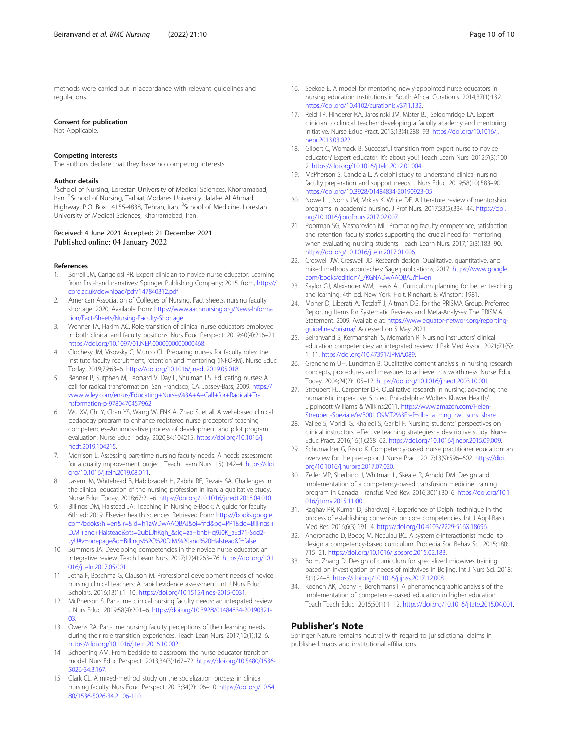methods were carried out in accordance with relevant guidelines and regulations.

### Consent for publication

Not Applicable.

### Competing interests

The authors declare that they have no competing interests.

### Author details

[1]School of Nursing, Lorestan University of Medical Sciences, Khorramabad, Iran. [2]School of Nursing, Tarbiat Modares University, Jalal-e Al Ahmad Highway, P.O. Box 14155-4838, Tehran, Iran. [3]School of Medicine, Lorestan University of Medical Sciences, Khorramabad, Iran.

Received: 4 June 2021 Accepted: 21 December 2021
Published online: 04 January 2022

### References

1. Sorrell JM, Cangelosi PR. Expert clinician to novice nurse educator: Learning from first-hand narratives: Springer Publishing Company; 2015. from, https://core.ac.uk/download/pdf/147840312.pdf
2. American Association of Colleges of Nursing. Fact sheets, nursing faculty shortage. 2020; Available from: https://www.aacnnursing.org/News-Information/Fact-Sheets/Nursing-Faculty-Shortage.
3. Wenner TA, Hakim AC. Role transition of clinical nurse educators employed in both clinical and faculty positions. Nurs Educ Perspect. 2019;40(4):216–21. https://doi.org/10.1097/01.NEP.0000000000000468.
4. Clochesy JM, Visovsky C, Munro CL. Preparing nurses for faculty roles: the institute faculty recruitment, retention and mentoring (INFORM). Nurse Educ Today. 2019;79:63–6. https://doi.org/10.1016/j.nedt.2019.05.018.
5. Benner P, Sutphen M, Leonard V, Day L, Shulman LS. Educating nurses: A call for radical transformation. San Francisco, CA: Jossey-Bass; 2009. https://www.wiley.com/en-us/Educating+Nurses%3A+A+Call+for+Radical+Transformation-p-9780470457962.
6. Wu XV, Chi Y, Chan YS, Wang W, ENK A, Zhao S, et al. A web-based clinical pedagogy program to enhance registered nurse preceptors' teaching competencies–An innovative process of development and pilot program evaluation. Nurse Educ Today. 2020;84:104215. https://doi.org/10.1016/j.nedt.2019.104215.
7. Morrison L. Assessing part-time nursing faculty needs: A needs assessment for a quality improvement project. Teach Learn Nurs. 15(1):42–4. https://doi.org/10.1016/j.teln.2019.08.011.
8. Jasemi M, Whitehead B, Habibzadeh H, Zabihi RE, Rezaie SA. Challenges in the clinical education of the nursing profession in Iran: a qualitative study. Nurse Educ Today. 2018;67:21–6. https://doi.org/10.1016/j.nedt.2018.04.010.
9. Billings DM, Halstead JA. Teaching in Nursing e-Book: A guide for faculty. 6th ed; 2019. Elsevier health sciences. Retrieved from: https://books.google.com/books?hl=en&lr=&id=h1aWDwAAQBAJ&oi=fnd&pg=PP1&dq=Billings,+D.M.+and+Halstead&ots=2ubLJhKgh_&sig=zaHbhbHq9J0K_aEd71-Sod2-JyU#v=onepage&q=Billings%2C%20D.M.%20and%20Halstead&f=false
10. Summers JA. Developing competencies in the novice nurse educator: an integrative review. Teach Learn Nurs. 2017;12(4):263–76. https://doi.org/10.1016/j.teln.2017.05.001.
11. Jetha F, Boschma G, Clauson M. Professional development needs of novice nursing clinical teachers: A rapid evidence assessment. Int J Nurs Educ Scholars. 2016;13(1):1–10. https://doi.org/10.1515/ijnes-2015-0031.
12. McPherson S. Part-time clinical nursing faculty needs: an integrated review. J Nurs Educ. 2019;58(4):201–6. https://doi.org/10.3928/01484834-20190321-03.
13. Owens RA. Part-time nursing faculty perceptions of their learning needs during their role transition experiences. Teach Lean Nurs. 2017;12(1):12–6. https://doi.org/10.1016/j.teln.2016.10.002.
14. Schoening AM. From bedside to classroom: the nurse educator transition model. Nurs Educ Perspect. 2013;34(3):167–72. https://doi.org/10.5480/1536-5026-34.3.167.
15. Clark CL. A mixed-method study on the socialization process in clinical nursing faculty. Nurs Educ Perspect. 2013;34(2):106–10. https://doi.org/10.5480/1536-5026-34.2.106-110.
16. Seekoe E. A model for mentoring newly-appointed nurse educators in nursing education institutions in South Africa. Curationis. 2014;37(1):132. https://doi.org/10.4102/curationis.v37i1.132.
17. Reid TP, Hinderer KA, Jarosinski JM, Mister BJ, Seldomridge LA. Expert clinician to clinical teacher: developing a faculty academy and mentoring initiative. Nurse Educ Pract. 2013;13(4):288–93. https://doi.org/10.1016/j.nepr.2013.03.022.
18. Gilbert C, Womack B. Successful transition from expert nurse to novice educator? Expert educator: it's about you! Teach Learn Nurs. 2012;7(3):100–2. https://doi.org/10.1016/j.teln.2012.01.004.
19. McPherson S, Candela L. A delphi study to understand clinical nursing faculty preparation and support needs. J Nurs Educ. 2019;58(10):583–90. https://doi.org/10.3928/01484834-20190923-05.
20. Nowell L, Norris JM, Mrklas K, White DE. A literature review of mentorship programs in academic nursing. J Prof Nurs. 2017;33(5):334–44. https://doi.org/10.1016/j.profnurs.2017.02.007.
21. Poorman SG, Mastorovich ML. Promoting faculty competence, satisfaction and retention: faculty stories supporting the crucial need for mentoring when evaluating nursing students. Teach Learn Nurs. 2017;12(3):183–90. https://doi.org/10.1016/j.teln.2017.01.006.
22. Creswell JW, Creswell JD. Research design: Qualitative, quantitative, and mixed methods approaches: Sage publications; 2017. https://www.google.com/books/edition/_/KGNADwAAQBAJ?hl=en
23. Saylor GJ, Alexander WM, Lewis AJ. Curriculum planning for better teaching and learning. 4th ed. New York: Holt, Rinehart, & Winston; 1981.
24. Moher D, Liberati A, Tetzlaff J, Altman DG. for the PRISMA Group. Preferred Reporting Items for Systematic Reviews and Meta-Analyses: The PRISMA Statement. 2009. Available at: https://www.equator-network.org/reporting-guidelines/prisma/ Accessed on 5 May 2021.
25. Beiranvand S, Kermanshahi S, Memarian R. Nursing instructors' clinical education competencies: an integrated review. J Pak Med Assoc. 2021;71(5):1–11. https://doi.org/10.47391/JPMA.089.
26. Graneheim UH, Lundman B. Qualitative content analysis in nursing research: concepts, procedures and measures to achieve trustworthiness. Nurse Educ Today. 2004;24(2):105–12. https://doi.org/10.1016/j.nedt.2003.10.001.
27. Streubert HJ, Carpenter DR. Qualitative research in nursing: advancing the humanistic imperative. 5th ed. Philadelphia: Wolters Kluwer Health/ Lippincott Williams & Wilkins;2011. https://www.amazon.com/Helen-Streubert-Speziale/e/B001IO9MT2%3Fref=dbs_a_mng_rwt_scns_share
28. Valiee S, Moridi G, Khaledi S, Garibi F. Nursing students' perspectives on clinical instructors' effective teaching strategies: a descriptive study. Nurse Educ Pract. 2016;16(1):258–62. https://doi.org/10.1016/j.nepr.2015.09.009.
29. Schumacher G, Risco K. Competency-based nurse practitioner education: an overview for the preceptor. J Nurse Pract. 2017;13(9):596–602. https://doi.org/10.1016/j.nurpra.2017.07.020.
30. Zeller MP, Sherbino J, Whitman L, Skeate R, Arnold DM. Design and implementation of a competency-based transfusion medicine training program in Canada. Transfus Med Rev. 2016;30(1):30–6. https://doi.org/10.1016/j.tmrv.2015.11.001.
31. Raghav PR, Kumar D, Bhardwaj P. Experience of Delphi technique in the process of establishing consensus on core competencies. Int J Appl Basic Med Res. 2016;6(3):191–4. https://doi.org/10.4103/2229-516X.18696.
32. Andronache D, Bocoş M, Neculau BC. A systemic-interactionist model to design a competency-based curriculum. Procedia Soc Behav Sci. 2015;180:715–21. https://doi.org/10.1016/j.sbspro.2015.02.183.
33. Bo H, Zhang D. Design of curriculum for specialized midwives training based on investigation of needs of midwives in Beijing. Int J Nurs Sci. 2018;5(1):24–8. https://doi.org/10.1016/j.ijnss.2017.12.008.
34. Koenen AK, Dochy F, Berghmans I. A phenomenographic analysis of the implementation of competence-based education in higher education. Teach Teach Educ. 2015;50(1):1–12. https://doi.org/10.1016/j.tate.2015.04.001.

## Publisher's Note

Springer Nature remains neutral with regard to jurisdictional claims in published maps and institutional affiliations.